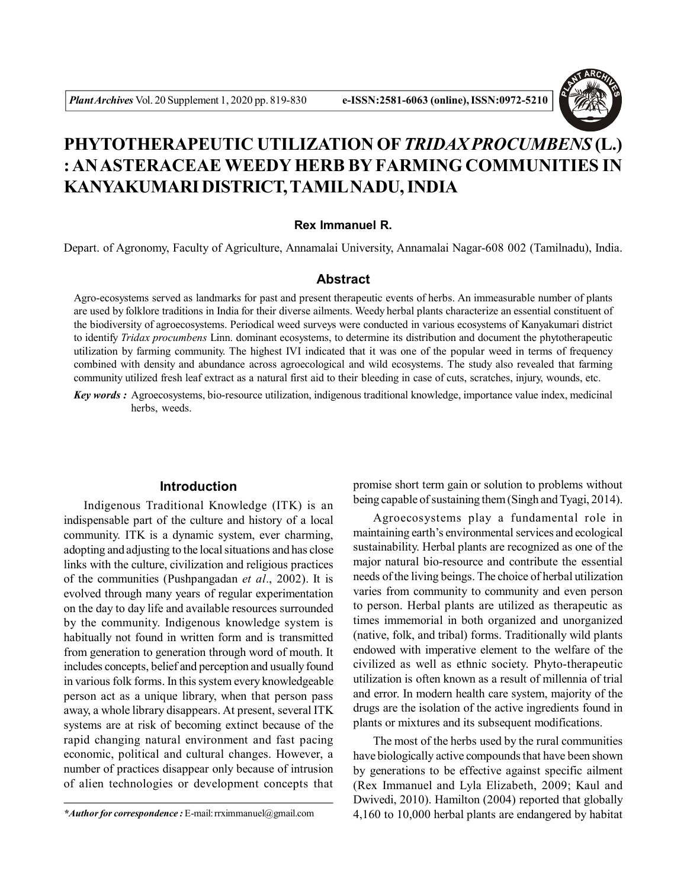# PHYTOTHERAPEUTIC UTILIZATION OF *TRIDAX PROCUMBENS* (L.) : AN ASTERACEAE WEEDY HERB BY FARMING COMMUNITIES IN KANYAKUMARI DISTRICT, TAMIL NADU, INDIA

**Rex Immanuel R.**

Depart. of Agronomy, Faculty of Agriculture, Annamalai University, Annamalai Nagar-608 002 (Tamilnadu), India.

## Abstract

Agro-ecosystems served as landmarks for past and present therapeutic events of herbs. An immeasurable number of plants are used by folklore traditions in India for their diverse ailments. Weedy herbal plants characterize an essential constituent of the biodiversity of agroecosystems. Periodical weed surveys were conducted in various ecosystems of Kanyakumari district to identify *Tridax procumbens* Linn. dominant ecosystems, to determine its distribution and document the phytotherapeutic utilization by farming community. The highest IVI indicated that it was one of the popular weed in terms of frequency combined with density and abundance across agroecological and wild ecosystems. The study also revealed that farming community utilized fresh leaf extract as a natural first aid to their bleeding in case of cuts, scratches, injury, wounds, etc.

***Key words :*** Agroecosystems, bio-resource utilization, indigenous traditional knowledge, importance value index, medicinal herbs, weeds.

## Introduction

Indigenous Traditional Knowledge (ITK) is an indispensable part of the culture and history of a local community. ITK is a dynamic system, ever charming, adopting and adjusting to the local situations and has close links with the culture, civilization and religious practices of the communities (Pushpangadan *et al*., 2002). It is evolved through many years of regular experimentation on the day to day life and available resources surrounded by the community. Indigenous knowledge system is habitually not found in written form and is transmitted from generation to generation through word of mouth. It includes concepts, belief and perception and usually found in various folk forms. In this system every knowledgeable person act as a unique library, when that person pass away, a whole library disappears. At present, several ITK systems are at risk of becoming extinct because of the rapid changing natural environment and fast pacing economic, political and cultural changes. However, a number of practices disappear only because of intrusion of alien technologies or development concepts that promise short term gain or solution to problems without being capable of sustaining them (Singh and Tyagi, 2014).

Agroecosystems play a fundamental role in maintaining earth's environmental services and ecological sustainability. Herbal plants are recognized as one of the major natural bio-resource and contribute the essential needs of the living beings. The choice of herbal utilization varies from community to community and even person to person. Herbal plants are utilized as therapeutic as times immemorial in both organized and unorganized (native, folk, and tribal) forms. Traditionally wild plants endowed with imperative element to the welfare of the civilized as well as ethnic society. Phyto-therapeutic utilization is often known as a result of millennia of trial and error. In modern health care system, majority of the drugs are the isolation of the active ingredients found in plants or mixtures and its subsequent modifications.

The most of the herbs used by the rural communities have biologically active compounds that have been shown by generations to be effective against specific ailment (Rex Immanuel and Lyla Elizabeth, 2009; Kaul and Dwivedi, 2010). Hamilton (2004) reported that globally 4,160 to 10,000 herbal plants are endangered by habitat

*\*Author for correspondence :* E-mail: rrximmanuel@gmail.com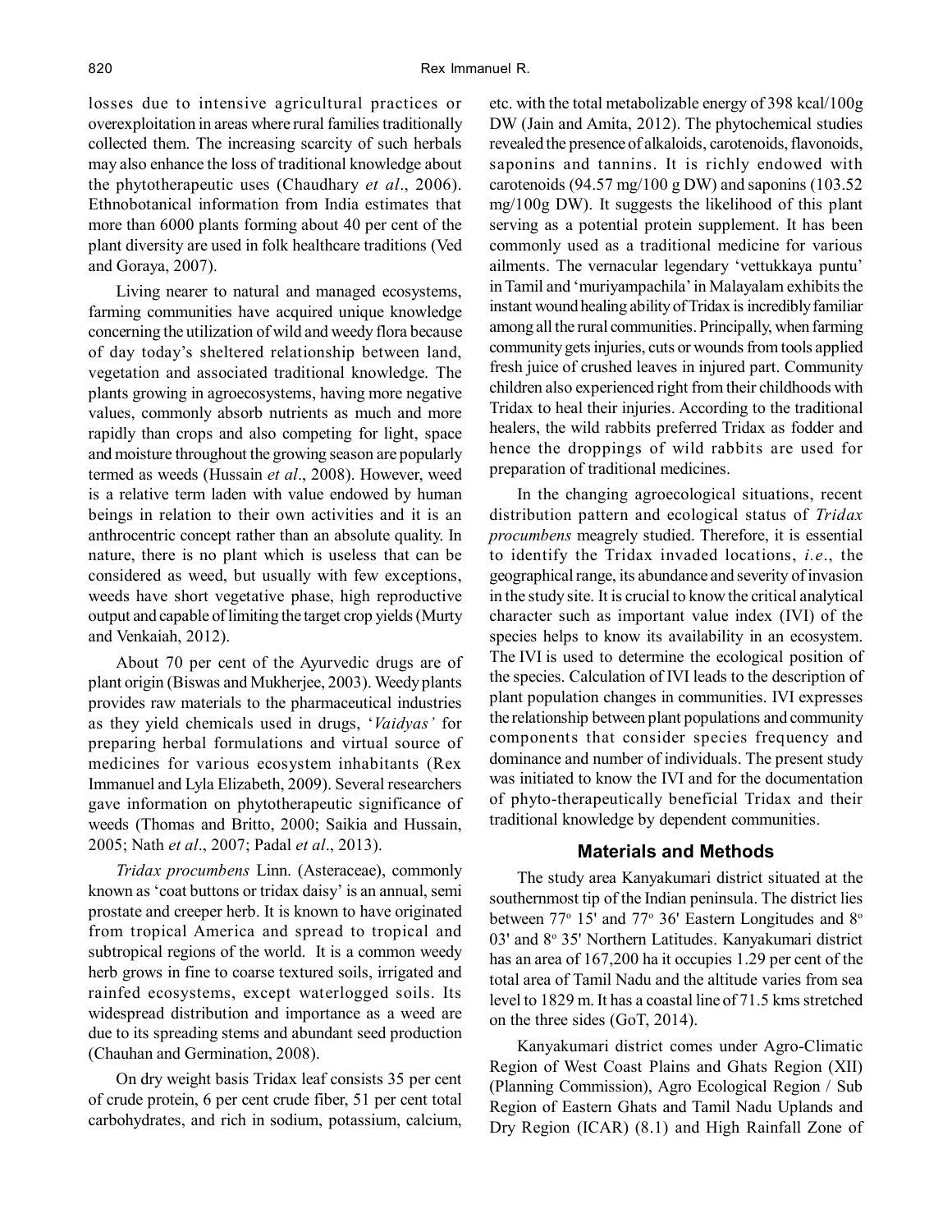losses due to intensive agricultural practices or overexploitation in areas where rural families traditionally collected them. The increasing scarcity of such herbals may also enhance the loss of traditional knowledge about the phytotherapeutic uses (Chaudhary *et al*., 2006). Ethnobotanical information from India estimates that more than 6000 plants forming about 40 per cent of the plant diversity are used in folk healthcare traditions (Ved and Goraya, 2007).

Living nearer to natural and managed ecosystems, farming communities have acquired unique knowledge concerning the utilization of wild and weedy flora because of day today's sheltered relationship between land, vegetation and associated traditional knowledge. The plants growing in agroecosystems, having more negative values, commonly absorb nutrients as much and more rapidly than crops and also competing for light, space and moisture throughout the growing season are popularly termed as weeds (Hussain *et al*., 2008). However, weed is a relative term laden with value endowed by human beings in relation to their own activities and it is an anthrocentric concept rather than an absolute quality. In nature, there is no plant which is useless that can be considered as weed, but usually with few exceptions, weeds have short vegetative phase, high reproductive output and capable of limiting the target crop yields (Murty and Venkaiah, 2012).

About 70 per cent of the Ayurvedic drugs are of plant origin (Biswas and Mukherjee, 2003). Weedy plants provides raw materials to the pharmaceutical industries as they yield chemicals used in drugs, '*Vaidyas'* for preparing herbal formulations and virtual source of medicines for various ecosystem inhabitants (Rex Immanuel and Lyla Elizabeth, 2009). Several researchers gave information on phytotherapeutic significance of weeds (Thomas and Britto, 2000; Saikia and Hussain, 2005; Nath *et al*., 2007; Padal *et al*., 2013).

*Tridax procumbens* Linn. (Asteraceae), commonly known as 'coat buttons or tridax daisy' is an annual, semi prostate and creeper herb. It is known to have originated from tropical America and spread to tropical and subtropical regions of the world. It is a common weedy herb grows in fine to coarse textured soils, irrigated and rainfed ecosystems, except waterlogged soils. Its widespread distribution and importance as a weed are due to its spreading stems and abundant seed production (Chauhan and Germination, 2008).

On dry weight basis Tridax leaf consists 35 per cent of crude protein, 6 per cent crude fiber, 51 per cent total carbohydrates, and rich in sodium, potassium, calcium, etc. with the total metabolizable energy of 398 kcal/100g DW (Jain and Amita, 2012). The phytochemical studies revealed the presence of alkaloids, carotenoids, flavonoids, saponins and tannins. It is richly endowed with carotenoids (94.57 mg/100 g DW) and saponins (103.52 mg/100g DW). It suggests the likelihood of this plant serving as a potential protein supplement. It has been commonly used as a traditional medicine for various ailments. The vernacular legendary 'vettukkaya puntu' in Tamil and 'muriyampachila' in Malayalam exhibits the instant wound healing ability of Tridax is incredibly familiar among all the rural communities. Principally, when farming community gets injuries, cuts or wounds from tools applied fresh juice of crushed leaves in injured part. Community children also experienced right from their childhoods with Tridax to heal their injuries. According to the traditional healers, the wild rabbits preferred Tridax as fodder and hence the droppings of wild rabbits are used for preparation of traditional medicines.

In the changing agroecological situations, recent distribution pattern and ecological status of *Tridax procumbens* meagrely studied. Therefore, it is essential to identify the Tridax invaded locations, *i.e*., the geographical range, its abundance and severity of invasion in the study site. It is crucial to know the critical analytical character such as important value index (IVI) of the species helps to know its availability in an ecosystem. The IVI is used to determine the ecological position of the species. Calculation of IVI leads to the description of plant population changes in communities. IVI expresses the relationship between plant populations and community components that consider species frequency and dominance and number of individuals. The present study was initiated to know the IVI and for the documentation of phyto-therapeutically beneficial Tridax and their traditional knowledge by dependent communities.

## Materials and Methods

The study area Kanyakumari district situated at the southernmost tip of the Indian peninsula. The district lies between 77° 15' and 77° 36' Eastern Longitudes and 8° 03' and 8° 35' Northern Latitudes. Kanyakumari district has an area of 167,200 ha it occupies 1.29 per cent of the total area of Tamil Nadu and the altitude varies from sea level to 1829 m. It has a coastal line of 71.5 kms stretched on the three sides (GoT, 2014).

Kanyakumari district comes under Agro-Climatic Region of West Coast Plains and Ghats Region (XII) (Planning Commission), Agro Ecological Region / Sub Region of Eastern Ghats and Tamil Nadu Uplands and Dry Region (ICAR) (8.1) and High Rainfall Zone of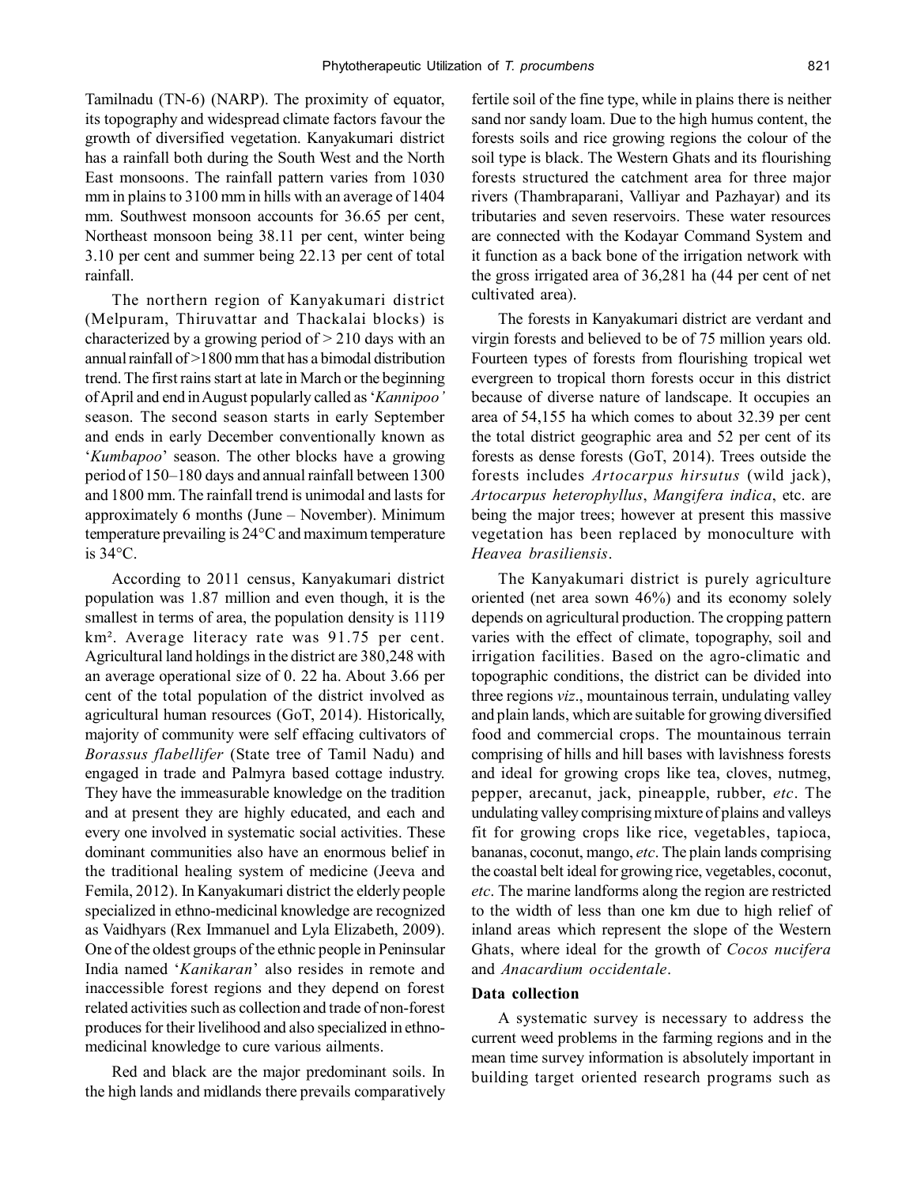Tamilnadu (TN-6) (NARP). The proximity of equator, its topography and widespread climate factors favour the growth of diversified vegetation. Kanyakumari district has a rainfall both during the South West and the North East monsoons. The rainfall pattern varies from 1030 mm in plains to 3100 mm in hills with an average of 1404 mm. Southwest monsoon accounts for 36.65 per cent, Northeast monsoon being 38.11 per cent, winter being 3.10 per cent and summer being 22.13 per cent of total rainfall.

The northern region of Kanyakumari district (Melpuram, Thiruvattar and Thackalai blocks) is characterized by a growing period of > 210 days with an annual rainfall of >1800 mm that has a bimodal distribution trend. The first rains start at late in March or the beginning of April and end in August popularly called as '*Kannipoo'* season. The second season starts in early September and ends in early December conventionally known as '*Kumbapoo*' season. The other blocks have a growing period of 150–180 days and annual rainfall between 1300 and 1800 mm. The rainfall trend is unimodal and lasts for approximately 6 months (June – November). Minimum temperature prevailing is 24°C and maximum temperature is 34°C.

According to 2011 census, Kanyakumari district population was 1.87 million and even though, it is the smallest in terms of area, the population density is 1119 km². Average literacy rate was 91.75 per cent. Agricultural land holdings in the district are 380,248 with an average operational size of 0. 22 ha. About 3.66 per cent of the total population of the district involved as agricultural human resources (GoT, 2014). Historically, majority of community were self effacing cultivators of *Borassus flabellifer* (State tree of Tamil Nadu) and engaged in trade and Palmyra based cottage industry. They have the immeasurable knowledge on the tradition and at present they are highly educated, and each and every one involved in systematic social activities. These dominant communities also have an enormous belief in the traditional healing system of medicine (Jeeva and Femila, 2012). In Kanyakumari district the elderly people specialized in ethno-medicinal knowledge are recognized as Vaidhyars (Rex Immanuel and Lyla Elizabeth, 2009). One of the oldest groups of the ethnic people in Peninsular India named '*Kanikaran*' also resides in remote and inaccessible forest regions and they depend on forest related activities such as collection and trade of non-forest produces for their livelihood and also specialized in ethno-medicinal knowledge to cure various ailments.

Red and black are the major predominant soils. In the high lands and midlands there prevails comparatively fertile soil of the fine type, while in plains there is neither sand nor sandy loam. Due to the high humus content, the forests soils and rice growing regions the colour of the soil type is black. The Western Ghats and its flourishing forests structured the catchment area for three major rivers (Thambraparani, Valliyar and Pazhayar) and its tributaries and seven reservoirs. These water resources are connected with the Kodayar Command System and it function as a back bone of the irrigation network with the gross irrigated area of 36,281 ha (44 per cent of net cultivated area).

The forests in Kanyakumari district are verdant and virgin forests and believed to be of 75 million years old. Fourteen types of forests from flourishing tropical wet evergreen to tropical thorn forests occur in this district because of diverse nature of landscape. It occupies an area of 54,155 ha which comes to about 32.39 per cent the total district geographic area and 52 per cent of its forests as dense forests (GoT, 2014). Trees outside the forests includes *Artocarpus hirsutus* (wild jack), *Artocarpus heterophyllus*, *Mangifera indica*, etc. are being the major trees; however at present this massive vegetation has been replaced by monoculture with *Heavea brasiliensis*.

The Kanyakumari district is purely agriculture oriented (net area sown 46%) and its economy solely depends on agricultural production. The cropping pattern varies with the effect of climate, topography, soil and irrigation facilities. Based on the agro-climatic and topographic conditions, the district can be divided into three regions *viz*., mountainous terrain, undulating valley and plain lands, which are suitable for growing diversified food and commercial crops. The mountainous terrain comprising of hills and hill bases with lavishness forests and ideal for growing crops like tea, cloves, nutmeg, pepper, arecanut, jack, pineapple, rubber, *etc*. The undulating valley comprising mixture of plains and valleys fit for growing crops like rice, vegetables, tapioca, bananas, coconut, mango, *etc*. The plain lands comprising the coastal belt ideal for growing rice, vegetables, coconut, *etc*. The marine landforms along the region are restricted to the width of less than one km due to high relief of inland areas which represent the slope of the Western Ghats, where ideal for the growth of *Cocos nucifera* and *Anacardium occidentale*.

**Data collection**

A systematic survey is necessary to address the current weed problems in the farming regions and in the mean time survey information is absolutely important in building target oriented research programs such as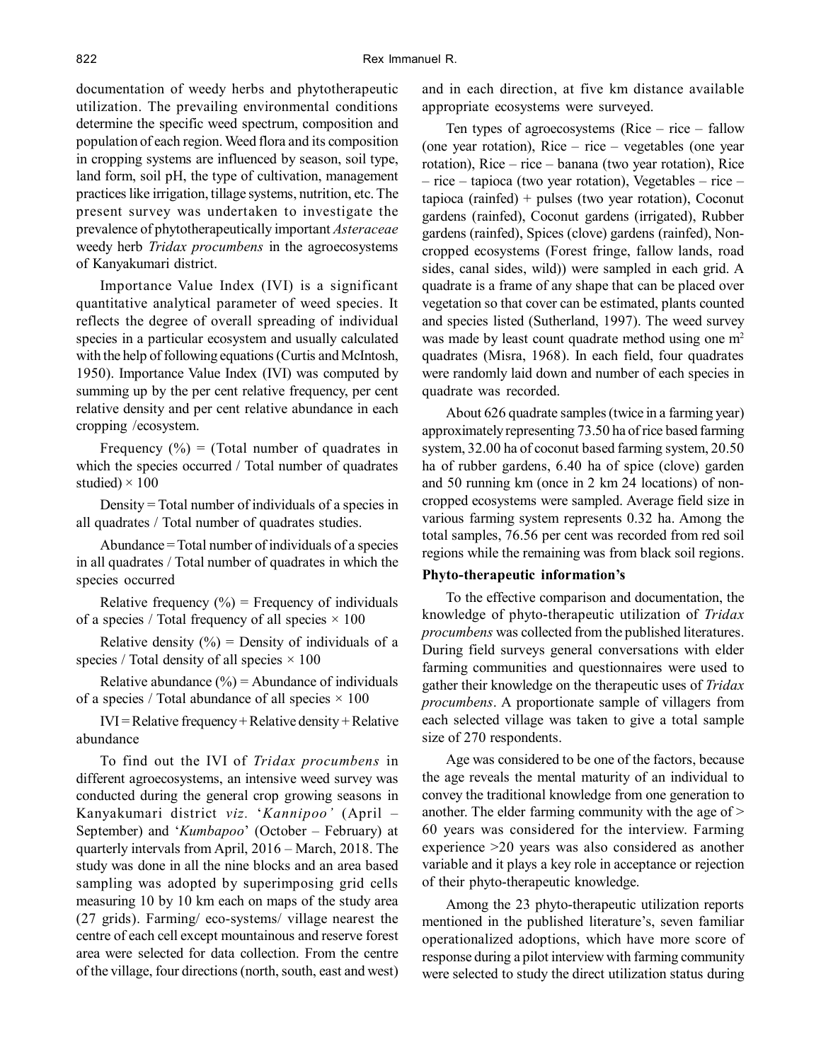documentation of weedy herbs and phytotherapeutic utilization. The prevailing environmental conditions determine the specific weed spectrum, composition and population of each region. Weed flora and its composition in cropping systems are influenced by season, soil type, land form, soil pH, the type of cultivation, management practices like irrigation, tillage systems, nutrition, etc. The present survey was undertaken to investigate the prevalence of phytotherapeutically important *Asteraceae* weedy herb *Tridax procumbens* in the agroecosystems of Kanyakumari district.

Importance Value Index (IVI) is a significant quantitative analytical parameter of weed species. It reflects the degree of overall spreading of individual species in a particular ecosystem and usually calculated with the help of following equations (Curtis and McIntosh, 1950). Importance Value Index (IVI) was computed by summing up by the per cent relative frequency, per cent relative density and per cent relative abundance in each cropping /ecosystem.

Frequency (%) = (Total number of quadrates in which the species occurred / Total number of quadrates studied) × 100

Density = Total number of individuals of a species in all quadrates / Total number of quadrates studies.

Abundance = Total number of individuals of a species in all quadrates / Total number of quadrates in which the species occurred

Relative frequency (%) = Frequency of individuals of a species / Total frequency of all species × 100

Relative density (%) = Density of individuals of a species / Total density of all species × 100

Relative abundance (%) = Abundance of individuals of a species / Total abundance of all species × 100

IVI = Relative frequency + Relative density + Relative abundance

To find out the IVI of *Tridax procumbens* in different agroecosystems, an intensive weed survey was conducted during the general crop growing seasons in Kanyakumari district *viz.* '*Kannipoo'* (April – September) and '*Kumbapoo*' (October – February) at quarterly intervals from April, 2016 – March, 2018. The study was done in all the nine blocks and an area based sampling was adopted by superimposing grid cells measuring 10 by 10 km each on maps of the study area (27 grids). Farming/ eco-systems/ village nearest the centre of each cell except mountainous and reserve forest area were selected for data collection. From the centre of the village, four directions (north, south, east and west) and in each direction, at five km distance available appropriate ecosystems were surveyed.

Ten types of agroecosystems (Rice – rice – fallow (one year rotation), Rice – rice – vegetables (one year rotation), Rice – rice – banana (two year rotation), Rice – rice – tapioca (two year rotation), Vegetables – rice – tapioca (rainfed) + pulses (two year rotation), Coconut gardens (rainfed), Coconut gardens (irrigated), Rubber gardens (rainfed), Spices (clove) gardens (rainfed), Non-cropped ecosystems (Forest fringe, fallow lands, road sides, canal sides, wild)) were sampled in each grid. A quadrate is a frame of any shape that can be placed over vegetation so that cover can be estimated, plants counted and species listed (Sutherland, 1997). The weed survey was made by least count quadrate method using one $m^2$ quadrates (Misra, 1968). In each field, four quadrates were randomly laid down and number of each species in quadrate was recorded.

About 626 quadrate samples (twice in a farming year) approximately representing 73.50 ha of rice based farming system, 32.00 ha of coconut based farming system, 20.50 ha of rubber gardens, 6.40 ha of spice (clove) garden and 50 running km (once in 2 km 24 locations) of non-cropped ecosystems were sampled. Average field size in various farming system represents 0.32 ha. Among the total samples, 76.56 per cent was recorded from red soil regions while the remaining was from black soil regions.

**Phyto-therapeutic information's**

To the effective comparison and documentation, the knowledge of phyto-therapeutic utilization of *Tridax procumbens* was collected from the published literatures. During field surveys general conversations with elder farming communities and questionnaires were used to gather their knowledge on the therapeutic uses of *Tridax procumbens*. A proportionate sample of villagers from each selected village was taken to give a total sample size of 270 respondents.

Age was considered to be one of the factors, because the age reveals the mental maturity of an individual to convey the traditional knowledge from one generation to another. The elder farming community with the age of > 60 years was considered for the interview. Farming experience >20 years was also considered as another variable and it plays a key role in acceptance or rejection of their phyto-therapeutic knowledge.

Among the 23 phyto-therapeutic utilization reports mentioned in the published literature's, seven familiar operationalized adoptions, which have more score of response during a pilot interview with farming community were selected to study the direct utilization status during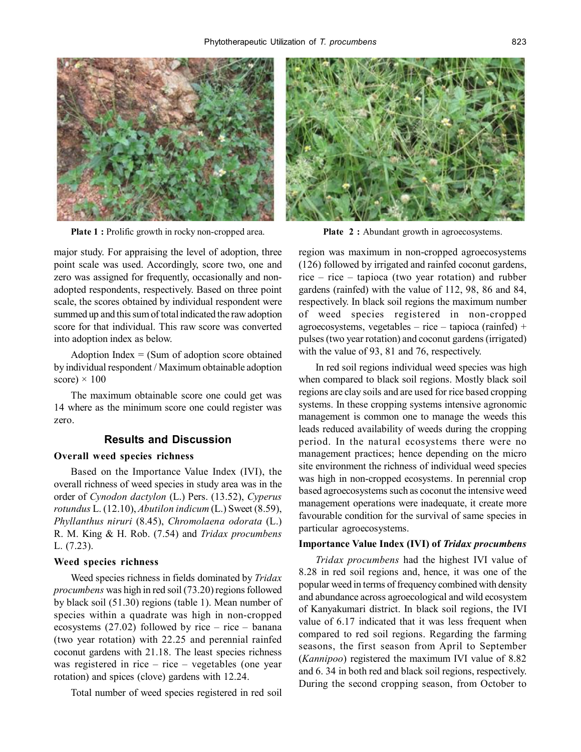Plate 1 : Prolific growth in rocky non-cropped area.

Plate 2 : Abundant growth in agroecosystems.

major study. For appraising the level of adoption, three point scale was used. Accordingly, score two, one and zero was assigned for frequently, occasionally and non-adopted respondents, respectively. Based on three point scale, the scores obtained by individual respondent were summed up and this sum of total indicated the raw adoption score for that individual. This raw score was converted into adoption index as below.

Adoption Index = (Sum of adoption score obtained by individual respondent / Maximum obtainable adoption score) × 100

The maximum obtainable score one could get was 14 where as the minimum score one could register was zero.

## Results and Discussion

### Overall weed species richness

Based on the Importance Value Index (IVI), the overall richness of weed species in study area was in the order of *Cynodon dactylon* (L.) Pers. (13.52), *Cyperus rotundus* L. (12.10), *Abutilon indicum* (L.) Sweet (8.59), *Phyllanthus niruri* (8.45), *Chromolaena odorata* (L.) R. M. King & H. Rob. (7.54) and *Tridax procumbens* L. (7.23).

### Weed species richness

Weed species richness in fields dominated by *Tridax procumbens* was high in red soil (73.20) regions followed by black soil (51.30) regions (table 1). Mean number of species within a quadrate was high in non-cropped ecosystems (27.02) followed by rice – rice – banana (two year rotation) with 22.25 and perennial rainfed coconut gardens with 21.18. The least species richness was registered in rice – rice – vegetables (one year rotation) and spices (clove) gardens with 12.24.

Total number of weed species registered in red soil region was maximum in non-cropped agroecosystems (126) followed by irrigated and rainfed coconut gardens, rice – rice – tapioca (two year rotation) and rubber gardens (rainfed) with the value of 112, 98, 86 and 84, respectively. In black soil regions the maximum number of weed species registered in non-cropped agroecosystems, vegetables – rice – tapioca (rainfed) + pulses (two year rotation) and coconut gardens (irrigated) with the value of 93, 81 and 76, respectively.

In red soil regions individual weed species was high when compared to black soil regions. Mostly black soil regions are clay soils and are used for rice based cropping systems. In these cropping systems intensive agronomic management is common one to manage the weeds this leads reduced availability of weeds during the cropping period. In the natural ecosystems there were no management practices; hence depending on the micro site environment the richness of individual weed species was high in non-cropped ecosystems. In perennial crop based agroecosystems such as coconut the intensive weed management operations were inadequate, it create more favourable condition for the survival of same species in particular agroecosystems.

### Importance Value Index (IVI) of *Tridax procumbens*

*Tridax procumbens* had the highest IVI value of 8.28 in red soil regions and, hence, it was one of the popular weed in terms of frequency combined with density and abundance across agroecological and wild ecosystem of Kanyakumari district. In black soil regions, the IVI value of 6.17 indicated that it was less frequent when compared to red soil regions. Regarding the farming seasons, the first season from April to September (*Kannipoo*) registered the maximum IVI value of 8.82 and 6. 34 in both red and black soil regions, respectively. During the second cropping season, from October to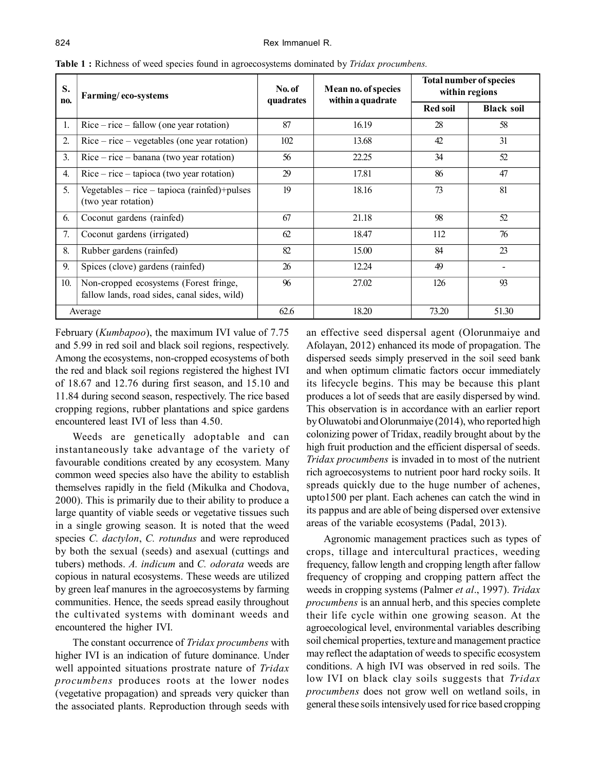**Table 1 :** Richness of weed species found in agroecosystems dominated by *Tridax procumbens.*

| S. no. | Farming/ eco-systems | No. of quadrates | Mean no. of species within a quadrate | Total number of species within regions | |
|---|---|---|---|---|---|
| | | | | Red soil | Black soil |
| 1. | Rice – rice – fallow (one year rotation) | 87 | 16.19 | 28 | 58 |
| 2. | Rice – rice – vegetables (one year rotation) | 102 | 13.68 | 42 | 31 |
| 3. | Rice – rice – banana (two year rotation) | 56 | 22.25 | 34 | 52 |
| 4. | Rice – rice – tapioca (two year rotation) | 29 | 17.81 | 86 | 47 |
| 5. | Vegetables – rice – tapioca (rainfed)+pulses (two year rotation) | 19 | 18.16 | 73 | 81 |
| 6. | Coconut gardens (rainfed) | 67 | 21.18 | 98 | 52 |
| 7. | Coconut gardens (irrigated) | 62 | 18.47 | 112 | 76 |
| 8. | Rubber gardens (rainfed) | 82 | 15.00 | 84 | 23 |
| 9. | Spices (clove) gardens (rainfed) | 26 | 12.24 | 49 | - |
| 10. | Non-cropped ecosystems (Forest fringe, fallow lands, road sides, canal sides, wild) | 96 | 27.02 | 126 | 93 |
| Average | | 62.6 | 18.20 | 73.20 | 51.30 |

February (*Kumbapoo*), the maximum IVI value of 7.75 and 5.99 in red soil and black soil regions, respectively. Among the ecosystems, non-cropped ecosystems of both the red and black soil regions registered the highest IVI of 18.67 and 12.76 during first season, and 15.10 and 11.84 during second season, respectively. The rice based cropping regions, rubber plantations and spice gardens encountered least IVI of less than 4.50.

Weeds are genetically adoptable and can instantaneously take advantage of the variety of favourable conditions created by any ecosystem. Many common weed species also have the ability to establish themselves rapidly in the field (Mikulka and Chodova, 2000). This is primarily due to their ability to produce a large quantity of viable seeds or vegetative tissues such in a single growing season. It is noted that the weed species *C. dactylon*, *C. rotundus* and were reproduced by both the sexual (seeds) and asexual (cuttings and tubers) methods. *A. indicum* and *C. odorata* weeds are copious in natural ecosystems. These weeds are utilized by green leaf manures in the agroecosystems by farming communities. Hence, the seeds spread easily throughout the cultivated systems with dominant weeds and encountered the higher IVI.

The constant occurrence of *Tridax procumbens* with higher IVI is an indication of future dominance. Under well appointed situations prostrate nature of *Tridax procumbens* produces roots at the lower nodes (vegetative propagation) and spreads very quicker than the associated plants. Reproduction through seeds with an effective seed dispersal agent (Olorunmaiye and Afolayan, 2012) enhanced its mode of propagation. The dispersed seeds simply preserved in the soil seed bank and when optimum climatic factors occur immediately its lifecycle begins. This may be because this plant produces a lot of seeds that are easily dispersed by wind. This observation is in accordance with an earlier report by Oluwatobi and Olorunmaiye (2014), who reported high colonizing power of Tridax, readily brought about by the high fruit production and the efficient dispersal of seeds. *Tridax procumbens* is invaded in to most of the nutrient rich agroecosystems to nutrient poor hard rocky soils. It spreads quickly due to the huge number of achenes, upto1500 per plant. Each achenes can catch the wind in its pappus and are able of being dispersed over extensive areas of the variable ecosystems (Padal, 2013).

Agronomic management practices such as types of crops, tillage and intercultural practices, weeding frequency, fallow length and cropping length after fallow frequency of cropping and cropping pattern affect the weeds in cropping systems (Palmer *et al*., 1997). *Tridax procumbens* is an annual herb, and this species complete their life cycle within one growing season. At the agroecological level, environmental variables describing soil chemical properties, texture and management practice may reflect the adaptation of weeds to specific ecosystem conditions. A high IVI was observed in red soils. The low IVI on black clay soils suggests that *Tridax procumbens* does not grow well on wetland soils, in general these soils intensively used for rice based cropping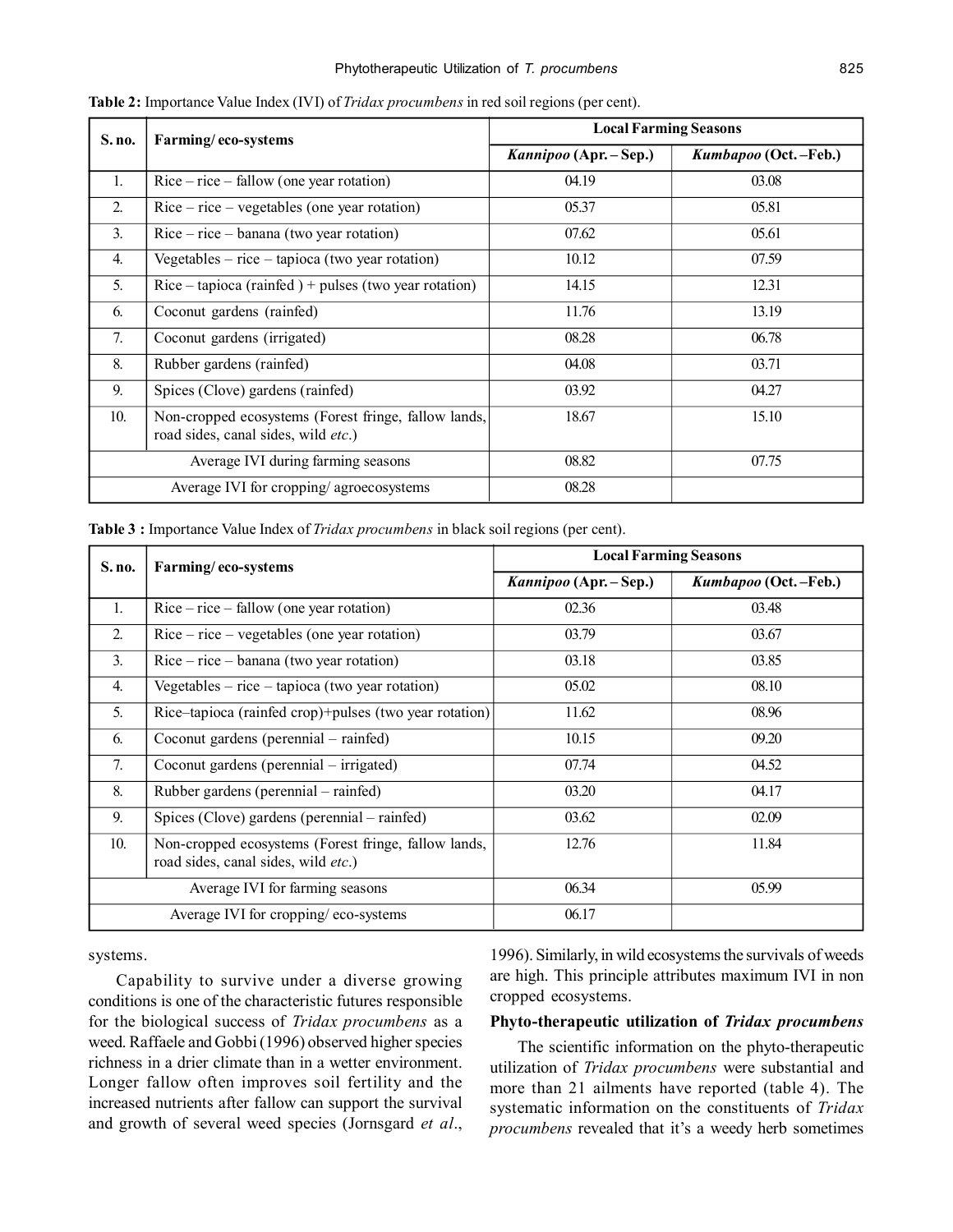**Table 2:** Importance Value Index (IVI) of *Tridax procumbens* in red soil regions (per cent).

| S. no. | Farming/ eco-systems | Local Farming Seasons | |
|---|---|---|---|
| | | *Kannipoo* (Apr. – Sep.) | *Kumbapoo* (Oct. –Feb.) |
| 1. | Rice – rice – fallow (one year rotation) | 04.19 | 03.08 |
| 2. | Rice – rice – vegetables (one year rotation) | 05.37 | 05.81 |
| 3. | Rice – rice – banana (two year rotation) | 07.62 | 05.61 |
| 4. | Vegetables – rice – tapioca (two year rotation) | 10.12 | 07.59 |
| 5. | Rice – tapioca (rainfed ) + pulses (two year rotation) | 14.15 | 12.31 |
| 6. | Coconut gardens (rainfed) | 11.76 | 13.19 |
| 7. | Coconut gardens (irrigated) | 08.28 | 06.78 |
| 8. | Rubber gardens (rainfed) | 04.08 | 03.71 |
| 9. | Spices (Clove) gardens (rainfed) | 03.92 | 04.27 |
| 10. | Non-cropped ecosystems (Forest fringe, fallow lands, road sides, canal sides, wild *etc*.) | 18.67 | 15.10 |
| | Average IVI during farming seasons | 08.82 | 07.75 |
| | Average IVI for cropping/ agroecosystems | 08.28 | |

**Table 3 :** Importance Value Index of *Tridax procumbens* in black soil regions (per cent).

| S. no. | Farming/ eco-systems | Local Farming Seasons | |
|---|---|---|---|
| | | *Kannipoo* (Apr. – Sep.) | *Kumbapoo* (Oct. –Feb.) |
| 1. | Rice – rice – fallow (one year rotation) | 02.36 | 03.48 |
| 2. | Rice – rice – vegetables (one year rotation) | 03.79 | 03.67 |
| 3. | Rice – rice – banana (two year rotation) | 03.18 | 03.85 |
| 4. | Vegetables – rice – tapioca (two year rotation) | 05.02 | 08.10 |
| 5. | Rice–tapioca (rainfed crop)+pulses (two year rotation) | 11.62 | 08.96 |
| 6. | Coconut gardens (perennial – rainfed) | 10.15 | 09.20 |
| 7. | Coconut gardens (perennial – irrigated) | 07.74 | 04.52 |
| 8. | Rubber gardens (perennial – rainfed) | 03.20 | 04.17 |
| 9. | Spices (Clove) gardens (perennial – rainfed) | 03.62 | 02.09 |
| 10. | Non-cropped ecosystems (Forest fringe, fallow lands, road sides, canal sides, wild *etc*.) | 12.76 | 11.84 |
| | Average IVI for farming seasons | 06.34 | 05.99 |
| | Average IVI for cropping/ eco-systems | 06.17 | |

systems.

Capability to survive under a diverse growing conditions is one of the characteristic futures responsible for the biological success of *Tridax procumbens* as a weed. Raffaele and Gobbi (1996) observed higher species richness in a drier climate than in a wetter environment. Longer fallow often improves soil fertility and the increased nutrients after fallow can support the survival and growth of several weed species (Jornsgard *et al*., 1996). Similarly, in wild ecosystems the survivals of weeds are high. This principle attributes maximum IVI in non cropped ecosystems.

### Phyto-therapeutic utilization of *Tridax procumbens*

The scientific information on the phyto-therapeutic utilization of *Tridax procumbens* were substantial and more than 21 ailments have reported (table 4). The systematic information on the constituents of *Tridax procumbens* revealed that it's a weedy herb sometimes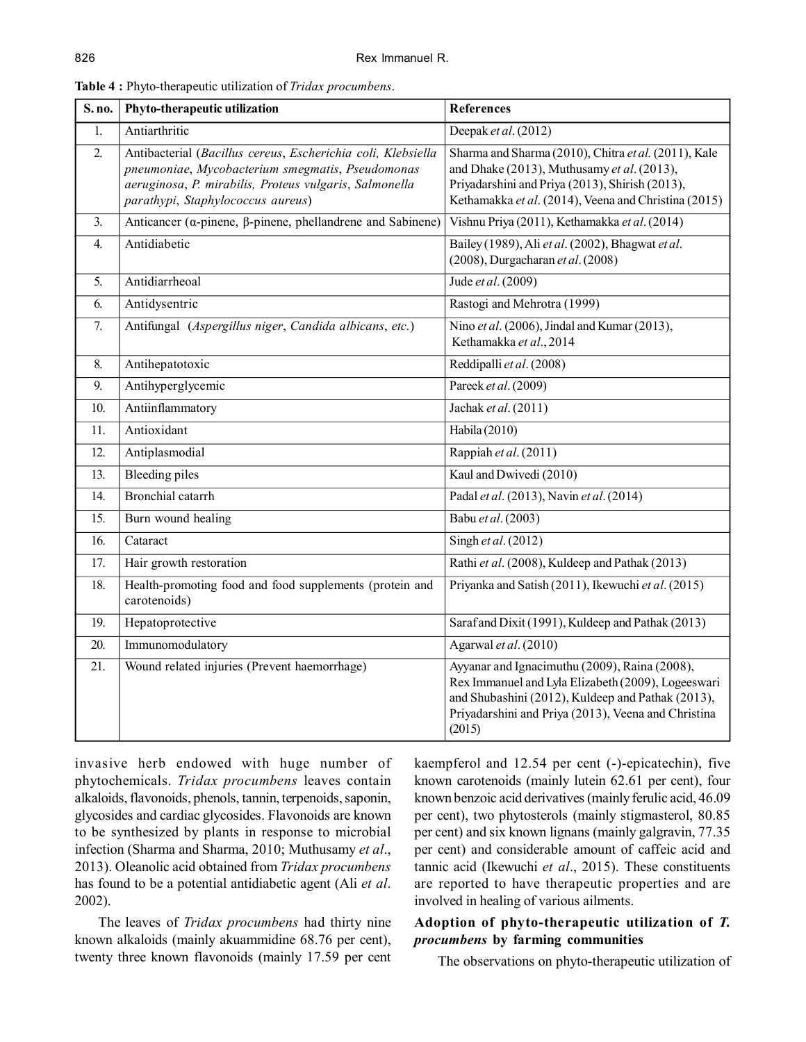**Table 4 :** Phyto-therapeutic utilization of *Tridax procumbens*.

| S. no. | Phyto-therapeutic utilization | References |
|---|---|---|
| 1. | Antiarthritic | Deepak *et al*. (2012) |
| 2. | Antibacterial (*Bacillus cereus*, *Escherichia coli, Klebsiella pneumoniae*, *Mycobacterium smegmatis*, *Pseudomonas aeruginosa*, *P. mirabilis, Proteus vulgaris*, *Salmonella parathypi*, *Staphylococcus aureus*) | Sharma and Sharma (2010), Chitra *et al*. (2011), Kale and Dhake (2013), Muthusamy *et al*. (2013), Priyadarshini and Priya (2013), Shirish (2013), Kethamakka *et al*. (2014), Veena and Christina (2015) |
| 3. | Anticancer (α-pinene, β-pinene, phellandrene and Sabinene) | Vishnu Priya (2011), Kethamakka *et al*. (2014) |
| 4. | Antidiabetic | Bailey (1989), Ali *et al*. (2002), Bhagwat *et al*. (2008), Durgacharan *et al*. (2008) |
| 5. | Antidiarrheoal | Jude *et al*. (2009) |
| 6. | Antidysentric | Rastogi and Mehrotra (1999) |
| 7. | Antifungal (*Aspergillus niger*, *Candida albicans*, *etc.*) | Nino *et al*. (2006), Jindal and Kumar (2013), Kethamakka *et al*., 2014 |
| 8. | Antihepatotoxic | Reddipalli *et al*. (2008) |
| 9. | Antihyperglycemic | Pareek *et al*. (2009) |
| 10. | Antiinflammatory | Jachak *et al*. (2011) |
| 11. | Antioxidant | Habila (2010) |
| 12. | Antiplasmodial | Rappiah *et al*. (2011) |
| 13. | Bleeding piles | Kaul and Dwivedi (2010) |
| 14. | Bronchial catarrh | Padal *et al*. (2013), Navin *et al*. (2014) |
| 15. | Burn wound healing | Babu *et al*. (2003) |
| 16. | Cataract | Singh *et al*. (2012) |
| 17. | Hair growth restoration | Rathi *et al*. (2008), Kuldeep and Pathak (2013) |
| 18. | Health-promoting food and food supplements (protein and carotenoids) | Priyanka and Satish (2011), Ikewuchi *et al*. (2015) |
| 19. | Hepatoprotective | Saraf and Dixit (1991), Kuldeep and Pathak (2013) |
| 20. | Immunomodulatory | Agarwal *et al*. (2010) |
| 21. | Wound related injuries (Prevent haemorrhage) | Ayyanar and Ignacimuthu (2009), Raina (2008), Rex Immanuel and Lyla Elizabeth (2009), Logeeswari and Shubashini (2012), Kuldeep and Pathak (2013), Priyadarshini and Priya (2013), Veena and Christina (2015) |

invasive herb endowed with huge number of phytochemicals. *Tridax procumbens* leaves contain alkaloids, flavonoids, phenols, tannin, terpenoids, saponin, glycosides and cardiac glycosides. Flavonoids are known to be synthesized by plants in response to microbial infection (Sharma and Sharma, 2010; Muthusamy *et al*., 2013). Oleanolic acid obtained from *Tridax procumbens* has found to be a potential antidiabetic agent (Ali *et al*. 2002).

The leaves of *Tridax procumbens* had thirty nine known alkaloids (mainly akuammidine 68.76 per cent), twenty three known flavonoids (mainly 17.59 per cent kaempferol and 12.54 per cent (-)-epicatechin), five known carotenoids (mainly lutein 62.61 per cent), four known benzoic acid derivatives (mainly ferulic acid, 46.09 per cent), two phytosterols (mainly stigmasterol, 80.85 per cent) and six known lignans (mainly galgravin, 77.35 per cent) and considerable amount of caffeic acid and tannic acid (Ikewuchi *et al*., 2015). These constituents are reported to have therapeutic properties and are involved in healing of various ailments.

### Adoption of phyto-therapeutic utilization of *T. procumbens* by farming communities

The observations on phyto-therapeutic utilization of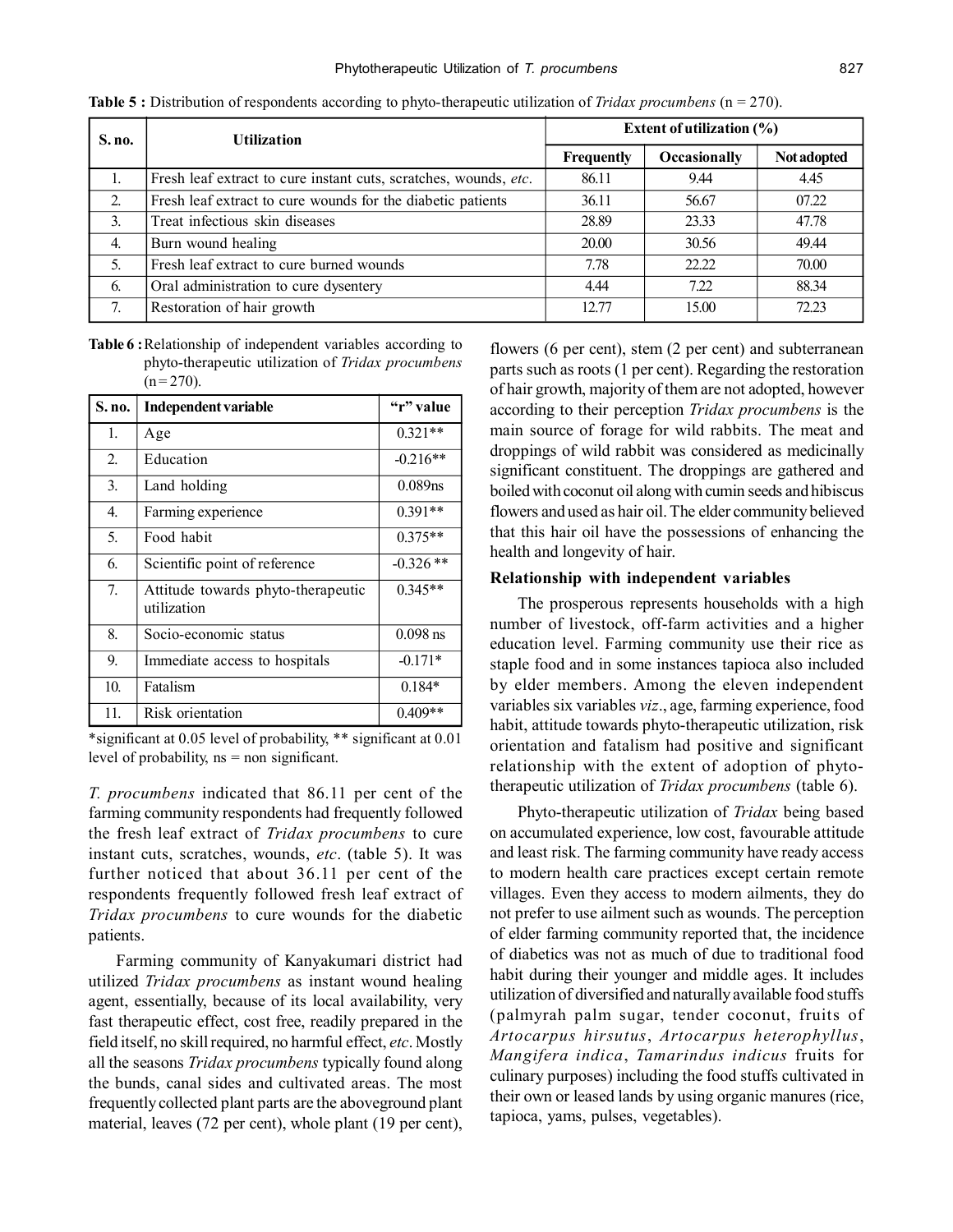**Table 5 :** Distribution of respondents according to phyto-therapeutic utilization of *Tridax procumbens* (n = 270).

| S. no. | Utilization | Extent of utilization (%) | | |
|---|---|---|---|---|
| | | Frequently | Occasionally | Not adopted |
| 1. | Fresh leaf extract to cure instant cuts, scratches, wounds, *etc*. | 86.11 | 9.44 | 4.45 |
| 2. | Fresh leaf extract to cure wounds for the diabetic patients | 36.11 | 56.67 | 07.22 |
| 3. | Treat infectious skin diseases | 28.89 | 23.33 | 47.78 |
| 4. | Burn wound healing | 20.00 | 30.56 | 49.44 |
| 5. | Fresh leaf extract to cure burned wounds | 7.78 | 22.22 | 70.00 |
| 6. | Oral administration to cure dysentery | 4.44 | 7.22 | 88.34 |
| 7. | Restoration of hair growth | 12.77 | 15.00 | 72.23 |

**Table 6 :** Relationship of independent variables according to phyto-therapeutic utilization of *Tridax procumbens* (n = 270).

| S. no. | Independent variable | "r" value |
|---|---|---|
| 1. | Age | 0.321** |
| 2. | Education | -0.216** |
| 3. | Land holding | 0.089ns |
| 4. | Farming experience | 0.391** |
| 5. | Food habit | 0.375** |
| 6. | Scientific point of reference | -0.326 ** |
| 7. | Attitude towards phyto-therapeutic utilization | 0.345** |
| 8. | Socio-economic status | 0.098 ns |
| 9. | Immediate access to hospitals | -0.171* |
| 10. | Fatalism | 0.184* |
| 11. | Risk orientation | 0.409** |

*significant at 0.05 level of probability, ** significant at 0.01 level of probability, ns = non significant.

*T. procumbens* indicated that 86.11 per cent of the farming community respondents had frequently followed the fresh leaf extract of *Tridax procumbens* to cure instant cuts, scratches, wounds, *etc*. (table 5). It was further noticed that about 36.11 per cent of the respondents frequently followed fresh leaf extract of *Tridax procumbens* to cure wounds for the diabetic patients.

Farming community of Kanyakumari district had utilized *Tridax procumbens* as instant wound healing agent, essentially, because of its local availability, very fast therapeutic effect, cost free, readily prepared in the field itself, no skill required, no harmful effect, *etc*. Mostly all the seasons *Tridax procumbens* typically found along the bunds, canal sides and cultivated areas. The most frequently collected plant parts are the aboveground plant material, leaves (72 per cent), whole plant (19 per cent), flowers (6 per cent), stem (2 per cent) and subterranean parts such as roots (1 per cent). Regarding the restoration of hair growth, majority of them are not adopted, however according to their perception *Tridax procumbens* is the main source of forage for wild rabbits. The meat and droppings of wild rabbit was considered as medicinally significant constituent. The droppings are gathered and boiled with coconut oil along with cumin seeds and hibiscus flowers and used as hair oil. The elder community believed that this hair oil have the possessions of enhancing the health and longevity of hair.

### Relationship with independent variables

The prosperous represents households with a high number of livestock, off-farm activities and a higher education level. Farming community use their rice as staple food and in some instances tapioca also included by elder members. Among the eleven independent variables six variables *viz*., age, farming experience, food habit, attitude towards phyto-therapeutic utilization, risk orientation and fatalism had positive and significant relationship with the extent of adoption of phyto-therapeutic utilization of *Tridax procumbens* (table 6).

Phyto-therapeutic utilization of *Tridax* being based on accumulated experience, low cost, favourable attitude and least risk. The farming community have ready access to modern health care practices except certain remote villages. Even they access to modern ailments, they do not prefer to use ailment such as wounds. The perception of elder farming community reported that, the incidence of diabetics was not as much of due to traditional food habit during their younger and middle ages. It includes utilization of diversified and naturally available food stuffs (palmyrah palm sugar, tender coconut, fruits of *Artocarpus hirsutus*, *Artocarpus heterophyllus*, *Mangifera indica*, *Tamarindus indicus* fruits for culinary purposes) including the food stuffs cultivated in their own or leased lands by using organic manures (rice, tapioca, yams, pulses, vegetables).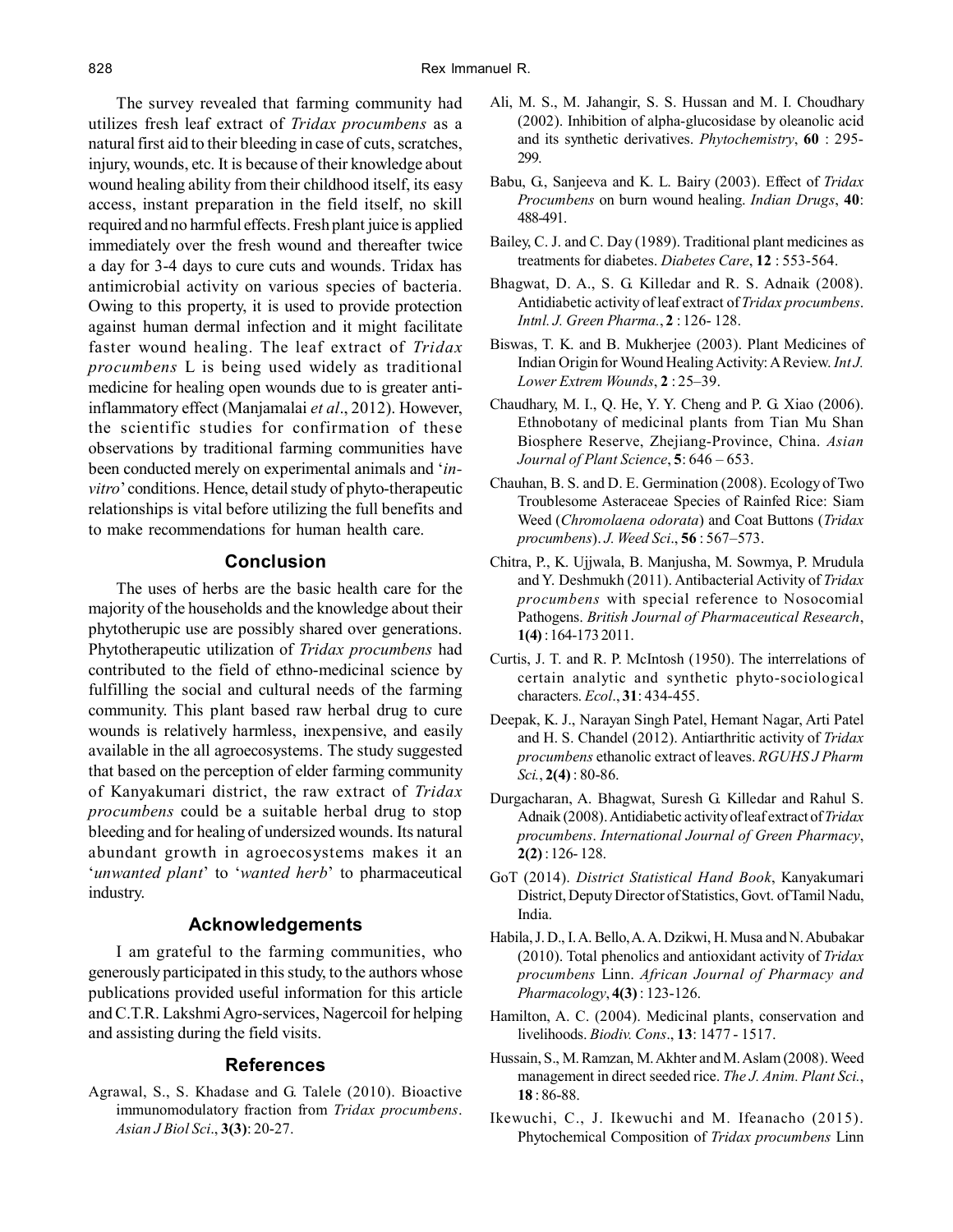The survey revealed that farming community had utilizes fresh leaf extract of *Tridax procumbens* as a natural first aid to their bleeding in case of cuts, scratches, injury, wounds, etc. It is because of their knowledge about wound healing ability from their childhood itself, its easy access, instant preparation in the field itself, no skill required and no harmful effects. Fresh plant juice is applied immediately over the fresh wound and thereafter twice a day for 3-4 days to cure cuts and wounds. Tridax has antimicrobial activity on various species of bacteria. Owing to this property, it is used to provide protection against human dermal infection and it might facilitate faster wound healing. The leaf extract of *Tridax procumbens* L is being used widely as traditional medicine for healing open wounds due to is greater anti-inflammatory effect (Manjamalai *et al*., 2012). However, the scientific studies for confirmation of these observations by traditional farming communities have been conducted merely on experimental animals and '*in-vitro*' conditions. Hence, detail study of phyto-therapeutic relationships is vital before utilizing the full benefits and to make recommendations for human health care.

## Conclusion

The uses of herbs are the basic health care for the majority of the households and the knowledge about their phytotherupic use are possibly shared over generations. Phytotherapeutic utilization of *Tridax procumbens* had contributed to the field of ethno-medicinal science by fulfilling the social and cultural needs of the farming community. This plant based raw herbal drug to cure wounds is relatively harmless, inexpensive, and easily available in the all agroecosystems. The study suggested that based on the perception of elder farming community of Kanyakumari district, the raw extract of *Tridax procumbens* could be a suitable herbal drug to stop bleeding and for healing of undersized wounds. Its natural abundant growth in agroecosystems makes it an '*unwanted plant*' to '*wanted herb*' to pharmaceutical industry.

## Acknowledgements

I am grateful to the farming communities, who generously participated in this study, to the authors whose publications provided useful information for this article and C.T.R. Lakshmi Agro-services, Nagercoil for helping and assisting during the field visits.

## References

Agrawal, S., S. Khadase and G. Talele (2010). Bioactive immunomodulatory fraction from *Tridax procumbens*. *Asian J Biol Sci*., **3(3)**: 20-27.

Ali, M. S., M. Jahangir, S. S. Hussan and M. I. Choudhary (2002). Inhibition of alpha-glucosidase by oleanolic acid and its synthetic derivatives. *Phytochemistry*, **60** : 295-299.

Babu, G., Sanjeeva and K. L. Bairy (2003). Effect of *Tridax Procumbens* on burn wound healing. *Indian Drugs*, **40**: 488-491.

Bailey, C. J. and C. Day (1989). Traditional plant medicines as treatments for diabetes. *Diabetes Care*, **12** : 553-564.

Bhagwat, D. A., S. G. Killedar and R. S. Adnaik (2008). Antidiabetic activity of leaf extract of *Tridax procumbens*. *Intnl. J. Green Pharma.*, **2** : 126- 128.

Biswas, T. K. and B. Mukherjee (2003). Plant Medicines of Indian Origin for Wound Healing Activity: A Review. *Int J. Lower Extrem Wounds*, **2** : 25–39.

Chaudhary, M. I., Q. He, Y. Y. Cheng and P. G. Xiao (2006). Ethnobotany of medicinal plants from Tian Mu Shan Biosphere Reserve, Zhejiang-Province, China. *Asian Journal of Plant Science*, **5**: 646 – 653.

Chauhan, B. S. and D. E. Germination (2008). Ecology of Two Troublesome Asteraceae Species of Rainfed Rice: Siam Weed (*Chromolaena odorata*) and Coat Buttons (*Tridax procumbens*). *J. Weed Sci*., **56** : 567–573.

Chitra, P., K. Ujjwala, B. Manjusha, M. Sowmya, P. Mrudula and Y. Deshmukh (2011). Antibacterial Activity of *Tridax procumbens* with special reference to Nosocomial Pathogens. *British Journal of Pharmaceutical Research*, **1(4)** : 164-173 2011.

Curtis, J. T. and R. P. McIntosh (1950). The interrelations of certain analytic and synthetic phyto-sociological characters. *Ecol*., **31**: 434-455.

Deepak, K. J., Narayan Singh Patel, Hemant Nagar, Arti Patel and H. S. Chandel (2012). Antiarthritic activity of *Tridax procumbens* ethanolic extract of leaves. *RGUHS J Pharm Sci.*, **2(4)** : 80-86.

Durgacharan, A. Bhagwat, Suresh G. Killedar and Rahul S. Adnaik (2008). Antidiabetic activity of leaf extract of *Tridax procumbens*. *International Journal of Green Pharmacy*, **2(2)** : 126- 128.

GoT (2014). *District Statistical Hand Book*, Kanyakumari District, Deputy Director of Statistics, Govt. of Tamil Nadu, India.

Habila, J. D., I. A. Bello, A. A. Dzikwi, H. Musa and N. Abubakar (2010). Total phenolics and antioxidant activity of *Tridax procumbens* Linn. *African Journal of Pharmacy and Pharmacology*, **4(3)** : 123-126.

Hamilton, A. C. (2004). Medicinal plants, conservation and livelihoods. *Biodiv. Cons*., **13**: 1477 - 1517.

Hussain, S., M. Ramzan, M. Akhter and M. Aslam (2008). Weed management in direct seeded rice. *The J. Anim. Plant Sci.*, **18** : 86-88.

Ikewuchi, C., J. Ikewuchi and M. Ifeanacho (2015). Phytochemical Composition of *Tridax procumbens* Linn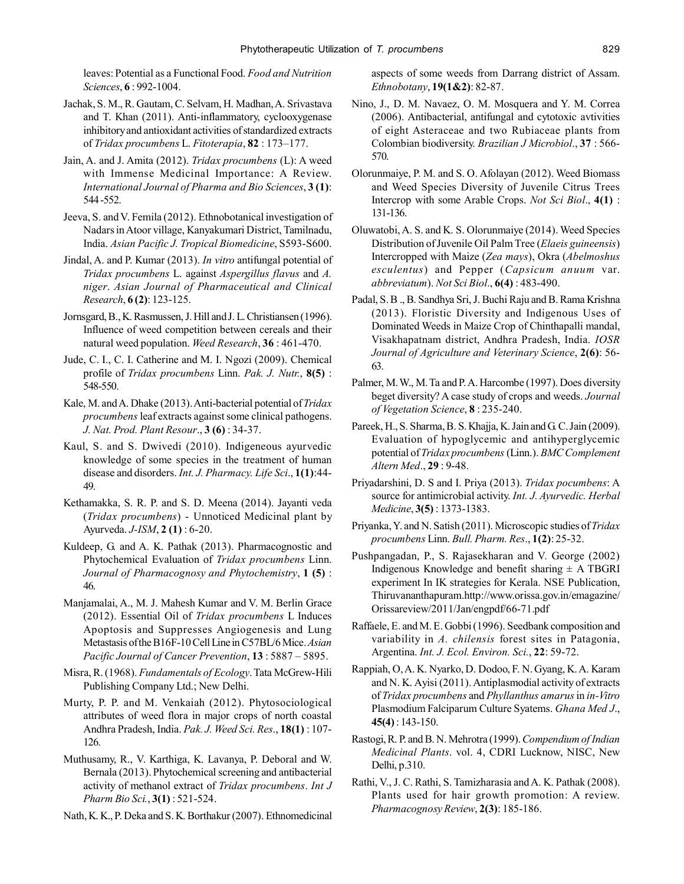leaves: Potential as a Functional Food. *Food and Nutrition Sciences*, **6** : 992-1004.

Jachak, S. M., R. Gautam, C. Selvam, H. Madhan, A. Srivastava and T. Khan (2011). Anti-inflammatory, cyclooxygenase inhibitory and antioxidant activities of standardized extracts of *Tridax procumbens* L. *Fitoterapia*, **82** : 173–177.

Jain, A. and J. Amita (2012). *Tridax procumbens* (L): A weed with Immense Medicinal Importance: A Review. *International Journal of Pharma and Bio Sciences*, **3 (1)**: 544 -552.

Jeeva, S. and V. Femila (2012). Ethnobotanical investigation of Nadars in Atoor village, Kanyakumari District, Tamilnadu, India. *Asian Pacific J. Tropical Biomedicine*, S593-S600.

Jindal, A. and P. Kumar (2013). *In vitro* antifungal potential of *Tridax procumbens* L. against *Aspergillus flavus* and *A. niger*. *Asian Journal of Pharmaceutical and Clinical Research*, **6 (2)**: 123-125.

Jornsgard, B., K. Rasmussen, J. Hill and J. L. Christiansen (1996). Influence of weed competition between cereals and their natural weed population. *Weed Research*, **36** : 461-470.

Jude, C. I., C. I. Catherine and M. I. Ngozi (2009). Chemical profile of *Tridax procumbens* Linn. *Pak. J. Nutr.*, **8(5)** : 548-550.

Kale, M. and A. Dhake (2013). Anti-bacterial potential of *Tridax procumbens* leaf extracts against some clinical pathogens. *J. Nat. Prod. Plant Resour*., **3 (6)** : 34-37.

Kaul, S. and S. Dwivedi (2010). Indigeneous ayurvedic knowledge of some species in the treatment of human disease and disorders. *Int. J. Pharmacy. Life Sci*., **1(1)**:44-49.

Kethamakka, S. R. P. and S. D. Meena (2014). Jayanti veda (*Tridax procumbens*) - Unnoticed Medicinal plant by Ayurveda. *J-ISM*, **2 (1)** : 6-20.

Kuldeep, G. and A. K. Pathak (2013). Pharmacognostic and Phytochemical Evaluation of *Tridax procumbens* Linn. *Journal of Pharmacognosy and Phytochemistry*, **1 (5)** : 46.

Manjamalai, A., M. J. Mahesh Kumar and V. M. Berlin Grace (2012). Essential Oil of *Tridax procumbens* L Induces Apoptosis and Suppresses Angiogenesis and Lung Metastasis of the B16F-10 Cell Line in C57BL/6 Mice. *Asian Pacific Journal of Cancer Prevention*, **13** : 5887 – 5895.

Misra, R. (1968). *Fundamentals of Ecology*. Tata McGrew-Hili Publishing Company Ltd.; New Delhi.

Murty, P. P. and M. Venkaiah (2012). Phytosociological attributes of weed flora in major crops of north coastal Andhra Pradesh, India. *Pak. J. Weed Sci. Res*., **18(1)** : 107-126.

Muthusamy, R., V. Karthiga, K. Lavanya, P. Deboral and W. Bernala (2013). Phytochemical screening and antibacterial activity of methanol extract of *Tridax procumbens*. *Int J Pharm Bio Sci.*, **3(1)** : 521-524.

Nath, K. K., P. Deka and S. K. Borthakur (2007). Ethnomedicinal aspects of some weeds from Darrang district of Assam. *Ethnobotany*, **19(1&2)**: 82-87.

Nino, J., D. M. Navaez, O. M. Mosquera and Y. M. Correa (2006). Antibacterial, antifungal and cytotoxic avtivities of eight Asteraceae and two Rubiaceae plants from Colombian biodiversity. *Brazilian J Microbiol*., **37** : 566-570.

Olorunmaiye, P. M. and S. O. Afolayan (2012). Weed Biomass and Weed Species Diversity of Juvenile Citrus Trees Intercrop with some Arable Crops. *Not Sci Biol*., **4(1)** : 131-136.

Oluwatobi, A. S. and K. S. Olorunmaiye (2014). Weed Species Distribution of Juvenile Oil Palm Tree (*Elaeis guineensis*) Intercropped with Maize (*Zea mays*), Okra (*Abelmoshus esculentus*) and Pepper (*Capsicum anuum* var. *abbreviatum*). *Not Sci Biol*., **6(4)** : 483-490.

Padal, S. B ., B. Sandhya Sri, J. Buchi Raju and B. Rama Krishna (2013). Floristic Diversity and Indigenous Uses of Dominated Weeds in Maize Crop of Chinthapalli mandal, Visakhapatnam district, Andhra Pradesh, India. *IOSR Journal of Agriculture and Veterinary Science*, **2(6)**: 56-63.

Palmer, M. W., M. Ta and P. A. Harcombe (1997). Does diversity beget diversity? A case study of crops and weeds. *Journal of Vegetation Science*, **8** : 235-240.

Pareek, H., S. Sharma, B. S. Khajja, K. Jain and G. C. Jain (2009). Evaluation of hypoglycemic and antihyperglycemic potential of *Tridax procumbens* (Linn.). *BMC Complement Altern Med*., **29** : 9-48.

Priyadarshini, D. S and I. Priya (2013). *Tridax pocumbens*: A source for antimicrobial activity. *Int. J. Ayurvedic. Herbal Medicine*, **3(5)** : 1373-1383.

Priyanka, Y. and N. Satish (2011). Microscopic studies of *Tridax procumbens* Linn. *Bull. Pharm. Res*., **1(2)**: 25-32.

Pushpangadan, P., S. Rajasekharan and V. George (2002) Indigenous Knowledge and benefit sharing ± A TBGRI experiment In IK strategies for Kerala. NSE Publication, Thiruvananthapuram.http://www.orissa.gov.in/emagazine/Orissareview/2011/Jan/engpdf/66-71.pdf

Raffaele, E. and M. E. Gobbi (1996). Seedbank composition and variability in *A. chilensis* forest sites in Patagonia, Argentina. *Int. J. Ecol. Environ. Sci.*, **22**: 59-72.

Rappiah, O, A. K. Nyarko, D. Dodoo, F. N. Gyang, K. A. Karam and N. K. Ayisi (2011). Antiplasmodial activity of extracts of *Tridax procumbens* and *Phyllanthus amarus* in *in-Vitro* Plasmodium Falciparum Culture Syatems. *Ghana Med J*., **45(4)** : 143-150.

Rastogi, R. P. and B. N. Mehrotra (1999). *Compendium of Indian Medicinal Plants*. vol. 4, CDRI Lucknow, NISC, New Delhi, p.310.

Rathi, V., J. C. Rathi, S. Tamizharasia and A. K. Pathak (2008). Plants used for hair growth promotion: A review. *Pharmacognosy Review*, **2(3)**: 185-186.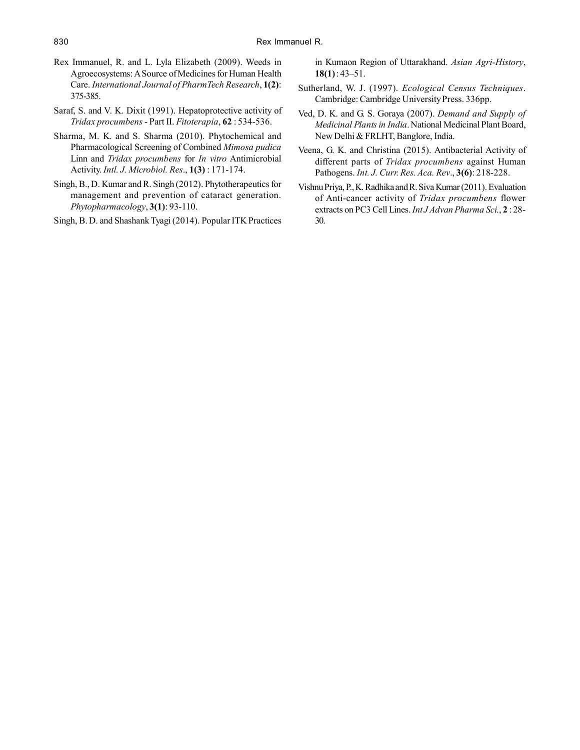Rex Immanuel, R. and L. Lyla Elizabeth (2009). Weeds in Agroecosystems: A Source of Medicines for Human Health Care. *International Journal of PharmTech Research*, **1(2)**: 375-385.

Saraf, S. and V. K. Dixit (1991). Hepatoprotective activity of *Tridax procumbens* - Part II. *Fitoterapia*, **62** : 534-536.

Sharma, M. K. and S. Sharma (2010). Phytochemical and Pharmacological Screening of Combined *Mimosa pudica* Linn and *Tridax procumbens* for *In vitro* Antimicrobial Activity. *Intl. J. Microbiol. Res*., **1(3)** : 171-174.

Singh, B., D. Kumar and R. Singh (2012). Phytotherapeutics for management and prevention of cataract generation. *Phytopharmacology*, **3(1)**: 93-110.

Singh, B. D. and Shashank Tyagi (2014). Popular ITK Practices in Kumaon Region of Uttarakhand. *Asian Agri-History*, **18(1)** : 43–51.

Sutherland, W. J. (1997). *Ecological Census Techniques*. Cambridge: Cambridge University Press. 336pp.

Ved, D. K. and G. S. Goraya (2007). *Demand and Supply of Medicinal Plants in India*. National Medicinal Plant Board, New Delhi & FRLHT, Banglore, India.

Veena, G. K. and Christina (2015). Antibacterial Activity of different parts of *Tridax procumbens* against Human Pathogens. *Int. J. Curr. Res. Aca. Rev*., **3(6)**: 218-228.

Vishnu Priya, P., K. Radhika and R. Siva Kumar (2011). Evaluation of Anti-cancer activity of *Tridax procumbens* flower extracts on PC3 Cell Lines. *Int J Advan Pharma Sci.*, **2** : 28-30.